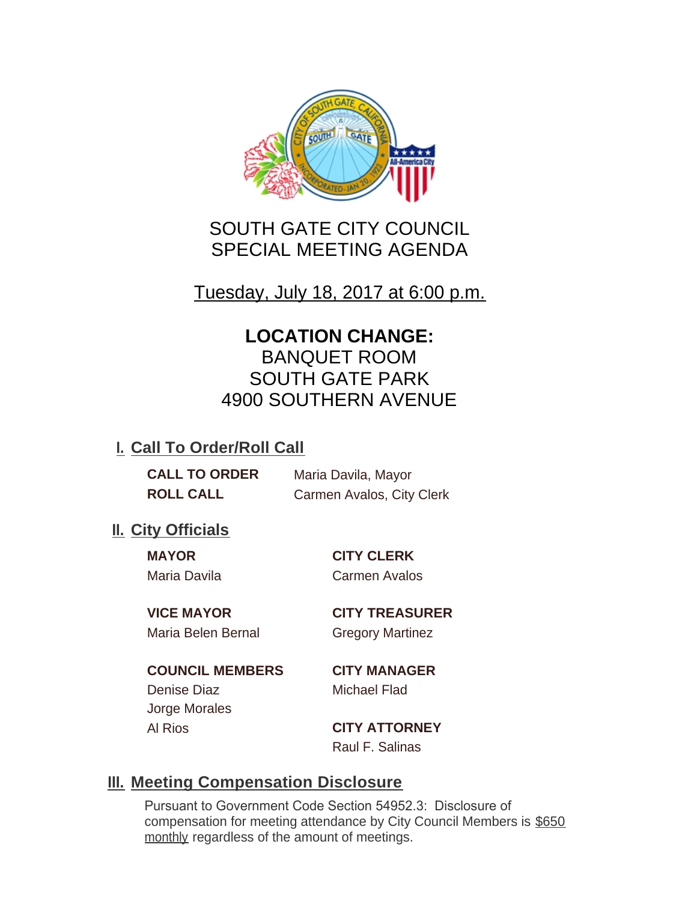# SOUTH GATE CITY COUNCIL
# SPECIAL MEETING AGENDA

Tuesday, July 18, 2017 at 6:00 p.m.

**LOCATION CHANGE:**
BANQUET ROOM
SOUTH GATE PARK
4900 SOUTHERN AVENUE

## I. Call To Order/Roll Call

**CALL TO ORDER** Maria Davila, Mayor
**ROLL CALL** Carmen Avalos, City Clerk

## II. City Officials

**MAYOR**
Maria Davila

**VICE MAYOR**
Maria Belen Bernal

**COUNCIL MEMBERS**
Denise Diaz
Jorge Morales
Al Rios

**CITY CLERK**
Carmen Avalos

**CITY TREASURER**
Gregory Martinez

**CITY MANAGER**
Michael Flad

**CITY ATTORNEY**
Raul F. Salinas

## III. Meeting Compensation Disclosure

Pursuant to Government Code Section 54952.3: Disclosure of compensation for meeting attendance by City Council Members is $650 monthly regardless of the amount of meetings.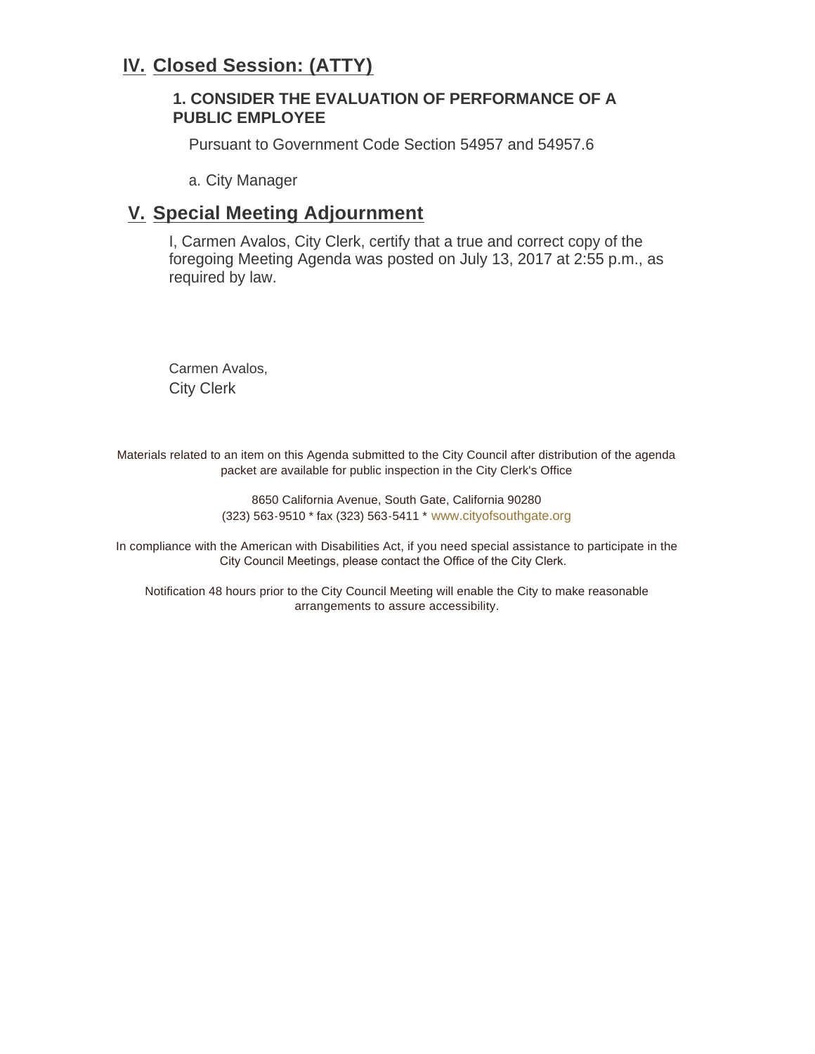## IV. Closed Session: (ATTY)

### 1. CONSIDER THE EVALUATION OF PERFORMANCE OF A PUBLIC EMPLOYEE

Pursuant to Government Code Section 54957 and 54957.6

a. City Manager

## V. Special Meeting Adjournment

I, Carmen Avalos, City Clerk, certify that a true and correct copy of the foregoing Meeting Agenda was posted on July 13, 2017 at 2:55 p.m., as required by law.

Carmen Avalos,
City Clerk

Materials related to an item on this Agenda submitted to the City Council after distribution of the agenda packet are available for public inspection in the City Clerk's Office

8650 California Avenue, South Gate, California 90280
(323) 563-9510 * fax (323) 563-5411 * www.cityofsouthgate.org

In compliance with the American with Disabilities Act, if you need special assistance to participate in the City Council Meetings, please contact the Office of the City Clerk.

Notification 48 hours prior to the City Council Meeting will enable the City to make reasonable arrangements to assure accessibility.